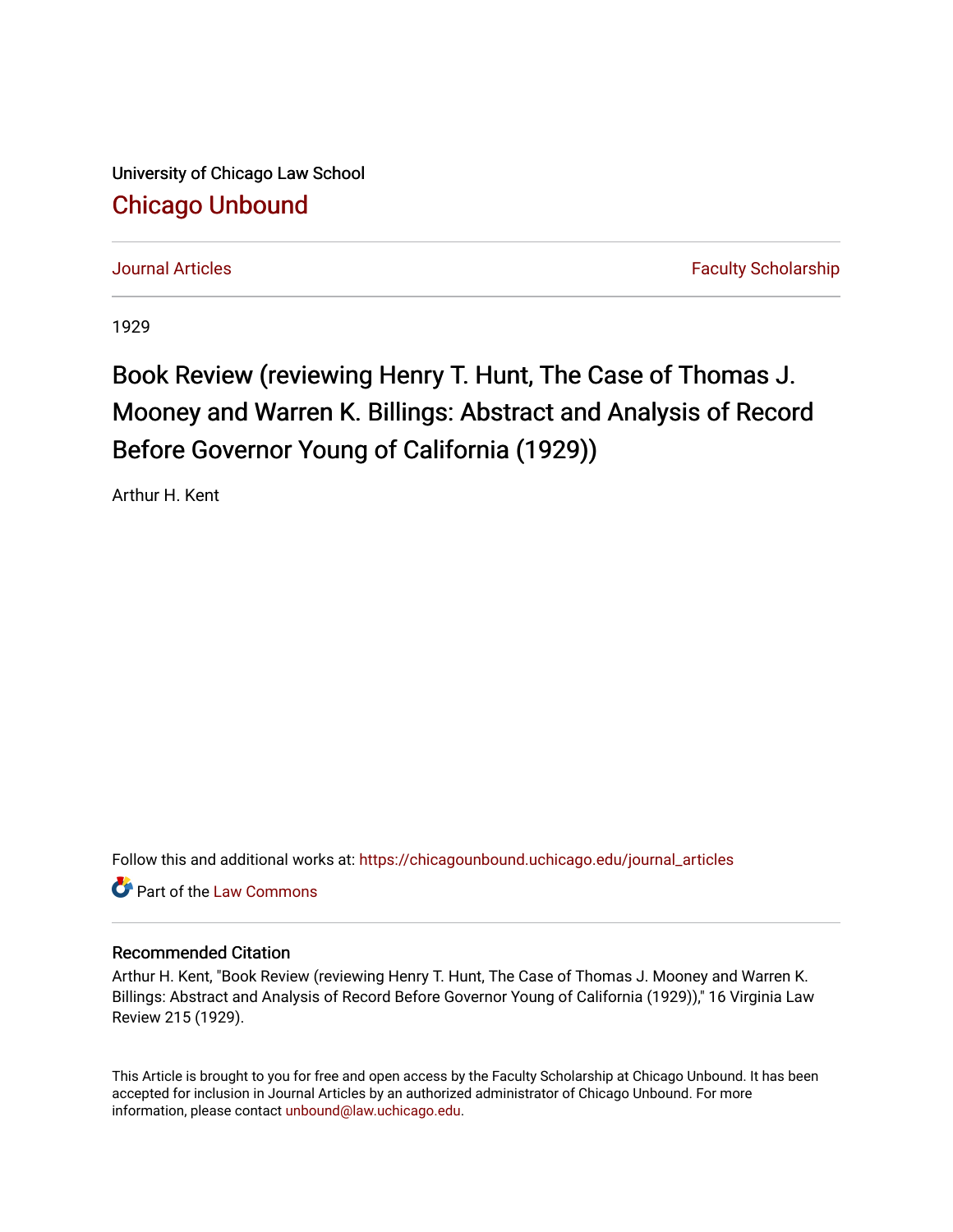University of Chicago Law School

[Chicago Unbound](https://chicagounbound.uchicago.edu/)

Journal Articles | Faculty Scholarship

1929

# Book Review (reviewing Henry T. Hunt, The Case of Thomas J. Mooney and Warren K. Billings: Abstract and Analysis of Record Before Governor Young of California (1929))

Arthur H. Kent

Follow this and additional works at: https://chicagounbound.uchicago.edu/journal_articles

Part of the Law Commons

## Recommended Citation

Arthur H. Kent, "Book Review (reviewing Henry T. Hunt, The Case of Thomas J. Mooney and Warren K. Billings: Abstract and Analysis of Record Before Governor Young of California (1929))," 16 Virginia Law Review 215 (1929).

This Article is brought to you for free and open access by the Faculty Scholarship at Chicago Unbound. It has been accepted for inclusion in Journal Articles by an authorized administrator of Chicago Unbound. For more information, please contact unbound@law.uchicago.edu.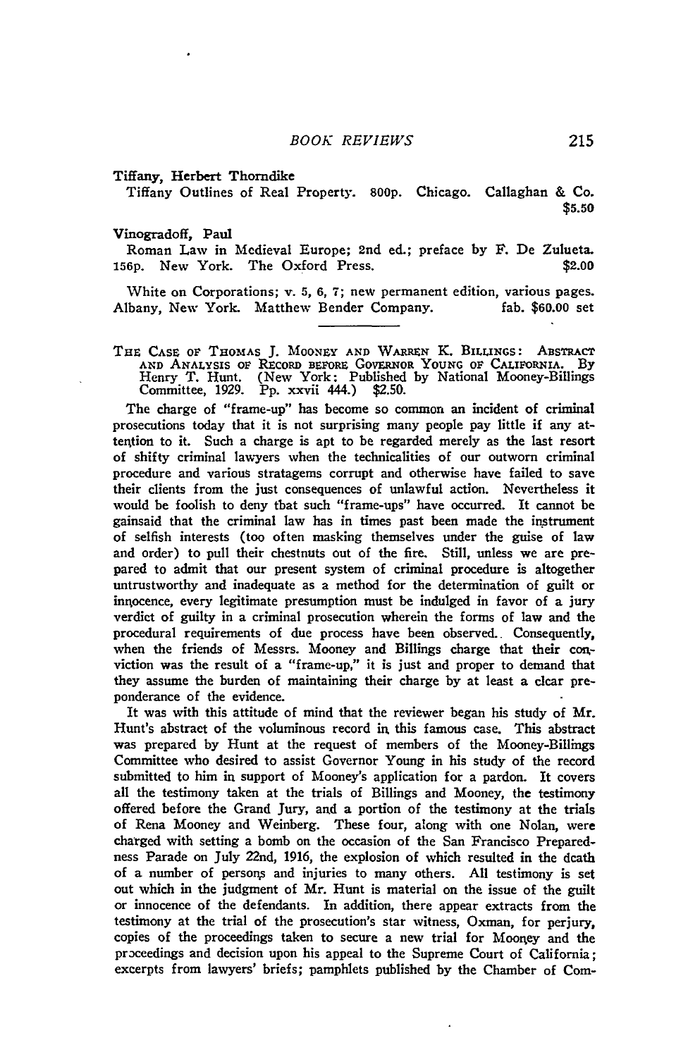Tiffany, Herbert Thorndike

Tiffany Outlines of Real Property. 800p. Chicago. Callaghan & Co. $5.50

Vinogradoff, Paul

Roman Law in Medieval Europe; 2nd ed.; preface by F. De Zulueta. 156p. New York. The Oxford Press. $2.00

White on Corporations; v. 5, 6, 7; new permanent edition, various pages. Albany, New York. Matthew Bender Company. fab. $60.00 set

---

THE CASE OF THOMAS J. MOONEY AND WARREN K. BILLINGS: ABSTRACT AND ANALYSIS OF RECORD BEFORE GOVERNOR YOUNG OF CALIFORNIA. By Henry T. Hunt. (New York: Published by National Mooney-Billings Committee, 1929. Pp. xxvii 444.) $2.50.

The charge of "frame-up" has become so common an incident of criminal prosecutions today that it is not surprising many people pay little if any attention to it. Such a charge is apt to be regarded merely as the last resort of shifty criminal lawyers when the technicalities of our outworn criminal procedure and various stratagems corrupt and otherwise have failed to save their clients from the just consequences of unlawful action. Nevertheless it would be foolish to deny that such "frame-ups" have occurred. It cannot be gainsaid that the criminal law has in times past been made the instrument of selfish interests (too often masking themselves under the guise of law and order) to pull their chestnuts out of the fire. Still, unless we are prepared to admit that our present system of criminal procedure is altogether untrustworthy and inadequate as a method for the determination of guilt or innocence, every legitimate presumption must be indulged in favor of a jury verdict of guilty in a criminal prosecution wherein the forms of law and the procedural requirements of due process have been observed. Consequently, when the friends of Messrs. Mooney and Billings charge that their conviction was the result of a "frame-up," it is just and proper to demand that they assume the burden of maintaining their charge by at least a clear preponderance of the evidence.

It was with this attitude of mind that the reviewer began his study of Mr. Hunt's abstract of the voluminous record in this famous case. This abstract was prepared by Hunt at the request of members of the Mooney-Billings Committee who desired to assist Governor Young in his study of the record submitted to him in support of Mooney's application for a pardon. It covers all the testimony taken at the trials of Billings and Mooney, the testimony offered before the Grand Jury, and a portion of the testimony at the trials of Rena Mooney and Weinberg. These four, along with one Nolan, were charged with setting a bomb on the occasion of the San Francisco Preparedness Parade on July 22nd, 1916, the explosion of which resulted in the death of a number of persons and injuries to many others. All testimony is set out which in the judgment of Mr. Hunt is material on the issue of the guilt or innocence of the defendants. In addition, there appear extracts from the testimony at the trial of the prosecution's star witness, Oxman, for perjury, copies of the proceedings taken to secure a new trial for Mooney and the proceedings and decision upon his appeal to the Supreme Court of California; excerpts from lawyers' briefs; pamphlets published by the Chamber of Com-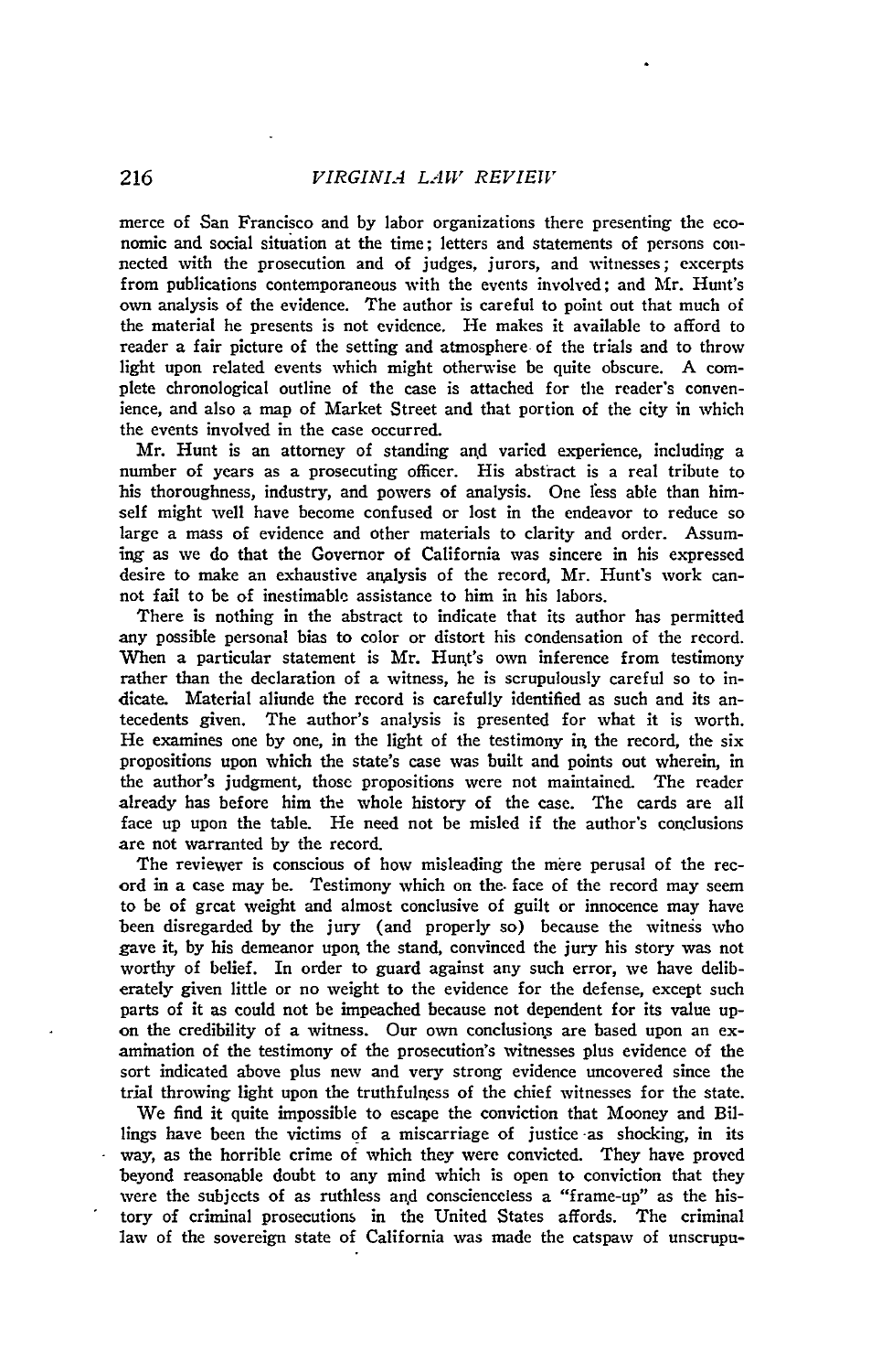merce of San Francisco and by labor organizations there presenting the economic and social situation at the time; letters and statements of persons connected with the prosecution and of judges, jurors, and witnesses; excerpts from publications contemporaneous with the events involved; and Mr. Hunt's own analysis of the evidence. The author is careful to point out that much of the material he presents is not evidence. He makes it available to afford to reader a fair picture of the setting and atmosphere of the trials and to throw light upon related events which might otherwise be quite obscure. A complete chronological outline of the case is attached for the reader's convenience, and also a map of Market Street and that portion of the city in which the events involved in the case occurred.

Mr. Hunt is an attorney of standing and varied experience, including a number of years as a prosecuting officer. His abstract is a real tribute to his thoroughness, industry, and powers of analysis. One less able than himself might well have become confused or lost in the endeavor to reduce so large a mass of evidence and other materials to clarity and order. Assuming as we do that the Governor of California was sincere in his expressed desire to make an exhaustive analysis of the record, Mr. Hunt's work cannot fail to be of inestimable assistance to him in his labors.

There is nothing in the abstract to indicate that its author has permitted any possible personal bias to color or distort his condensation of the record. When a particular statement is Mr. Hunt's own inference from testimony rather than the declaration of a witness, he is scrupulously careful so to indicate. Material aliunde the record is carefully identified as such and its antecedents given. The author's analysis is presented for what it is worth. He examines one by one, in the light of the testimony in the record, the six propositions upon which the state's case was built and points out wherein, in the author's judgment, those propositions were not maintained. The reader already has before him the whole history of the case. The cards are all face up upon the table. He need not be misled if the author's conclusions are not warranted by the record.

The reviewer is conscious of how misleading the mere perusal of the record in a case may be. Testimony which on the face of the record may seem to be of great weight and almost conclusive of guilt or innocence may have been disregarded by the jury (and properly so) because the witness who gave it, by his demeanor upon the stand, convinced the jury his story was not worthy of belief. In order to guard against any such error, we have deliberately given little or no weight to the evidence for the defense, except such parts of it as could not be impeached because not dependent for its value upon the credibility of a witness. Our own conclusions are based upon an examination of the testimony of the prosecution's witnesses plus evidence of the sort indicated above plus new and very strong evidence uncovered since the trial throwing light upon the truthfulness of the chief witnesses for the state.

We find it quite impossible to escape the conviction that Mooney and Billings have been the victims of a miscarriage of justice as shocking, in its way, as the horrible crime of which they were convicted. They have proved beyond reasonable doubt to any mind which is open to conviction that they were the subjects of as ruthless and conscienceless a "frame-up" as the history of criminal prosecutions in the United States affords. The criminal law of the sovereign state of California was made the catspaw of unscrupu-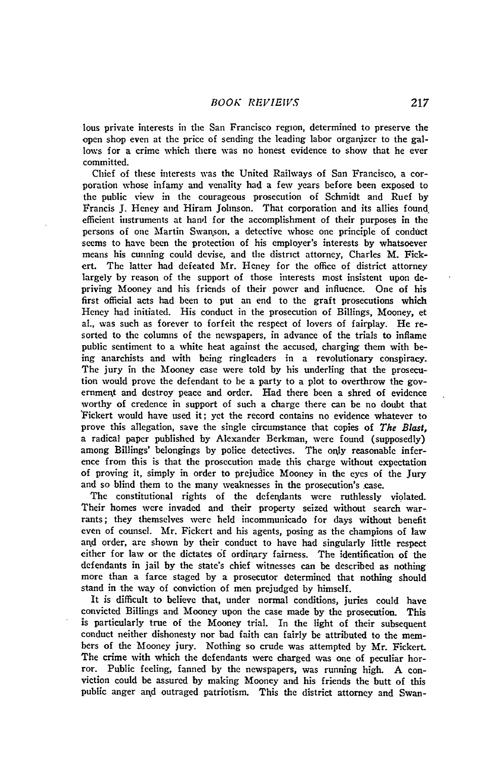lous private interests in the San Francisco region, determined to preserve the open shop even at the price of sending the leading labor organizer to the gallows for a crime which there was no honest evidence to show that he ever committed.

Chief of these interests was the United Railways of San Francisco, a corporation whose infamy and venality had a few years before been exposed to the public view in the courageous prosecution of Schmidt and Ruef by Francis J. Heney and Hiram Johnson. That corporation and its allies found efficient instruments at hand for the accomplishment of their purposes in the persons of one Martin Swanson, a detective whose one principle of conduct seems to have been the protection of his employer's interests by whatsoever means his cunning could devise, and the district attorney, Charles M. Fickert. The latter had defeated Mr. Heney for the office of district attorney largely by reason of the support of those interests most insistent upon depriving Mooney and his friends of their power and influence. One of his first official acts had been to put an end to the graft prosecutions which Heney had initiated. His conduct in the prosecution of Billings, Mooney, et al., was such as forever to forfeit the respect of lovers of fairplay. He resorted to the columns of the newspapers, in advance of the trials to inflame public sentiment to a white heat against the accused, charging them with being anarchists and with being ringleaders in a revolutionary conspiracy. The jury in the Mooney case were told by his underling that the prosecution would prove the defendant to be a party to a plot to overthrow the government and destroy peace and order. Had there been a shred of evidence worthy of credence in support of such a charge there can be no doubt that Fickert would have used it; yet the record contains no evidence whatever to prove this allegation, save the single circumstance that copies of *The Blast,* a radical paper published by Alexander Berkman, were found (supposedly) among Billings' belongings by police detectives. The only reasonable inference from this is that the prosecution made this charge without expectation of proving it, simply in order to prejudice Mooney in the eyes of the Jury and so blind them to the many weaknesses in the prosecution's case.

The constitutional rights of the defendants were ruthlessly violated. Their homes were invaded and their property seized without search warrants; they themselves were held incommunicado for days without benefit even of counsel. Mr. Fickert and his agents, posing as the champions of law and order, are shown by their conduct to have had singularly little respect either for law or the dictates of ordinary fairness. The identification of the defendants in jail by the state's chief witnesses can be described as nothing more than a farce staged by a prosecutor determined that nothing should stand in the way of conviction of men prejudged by himself.

It is difficult to believe that, under normal conditions, juries could have convicted Billings and Mooney upon the case made by the prosecution. This is particularly true of the Mooney trial. In the light of their subsequent conduct neither dishonesty nor bad faith can fairly be attributed to the members of the Mooney jury. Nothing so crude was attempted by Mr. Fickert. The crime with which the defendants were charged was one of peculiar horror. Public feeling, fanned by the newspapers, was running high. A conviction could be assured by making Mooney and his friends the butt of this public anger and outraged patriotism. This the district attorney and Swan-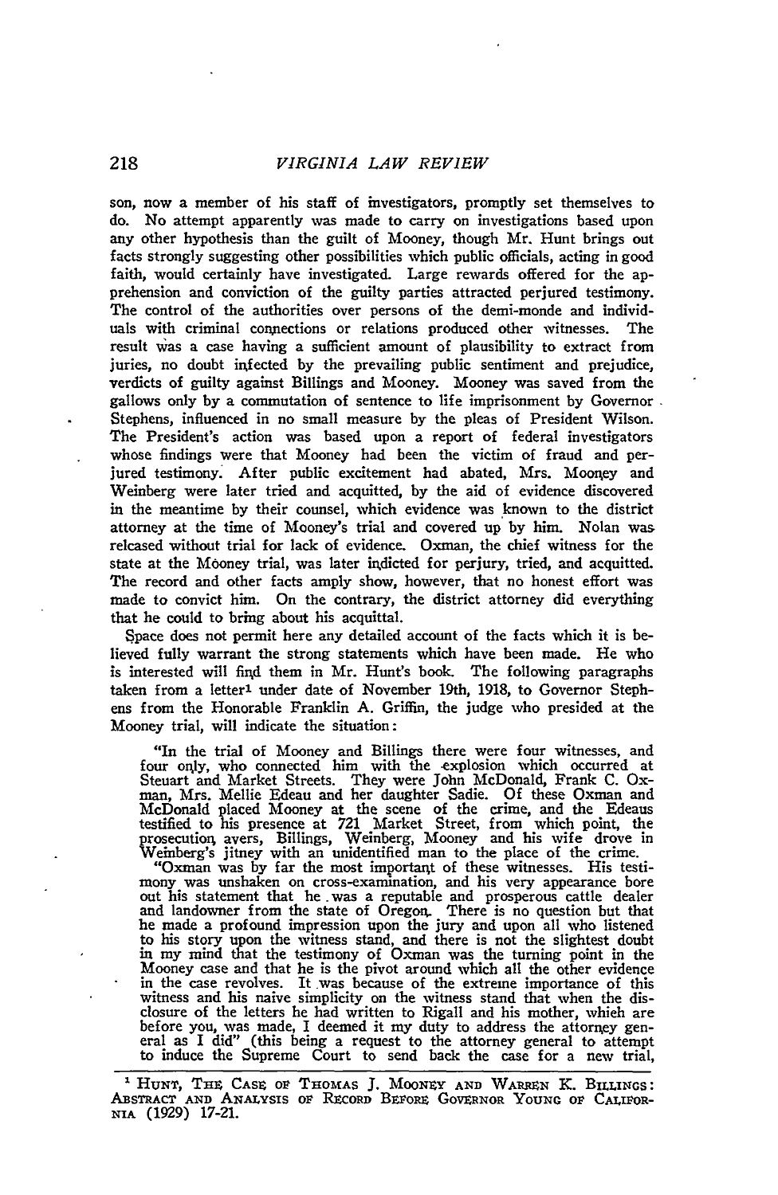son, now a member of his staff of investigators, promptly set themselves to do. No attempt apparently was made to carry on investigations based upon any other hypothesis than the guilt of Mooney, though Mr. Hunt brings out facts strongly suggesting other possibilities which public officials, acting in good faith, would certainly have investigated. Large rewards offered for the apprehension and conviction of the guilty parties attracted perjured testimony. The control of the authorities over persons of the demi-monde and individuals with criminal connections or relations produced other witnesses. The result was a case having a sufficient amount of plausibility to extract from juries, no doubt infected by the prevailing public sentiment and prejudice, verdicts of guilty against Billings and Mooney. Mooney was saved from the gallows only by a commutation of sentence to life imprisonment by Governor Stephens, influenced in no small measure by the pleas of President Wilson. The President's action was based upon a report of federal investigators whose findings were that Mooney had been the victim of fraud and perjured testimony. After public excitement had abated, Mrs. Mooney and Weinberg were later tried and acquitted, by the aid of evidence discovered in the meantime by their counsel, which evidence was known to the district attorney at the time of Mooney's trial and covered up by him. Nolan was released without trial for lack of evidence. Oxman, the chief witness for the state at the Mooney trial, was later indicted for perjury, tried, and acquitted. The record and other facts amply show, however, that no honest effort was made to convict him. On the contrary, the district attorney did everything that he could to bring about his acquittal.

Space does not permit here any detailed account of the facts which it is believed fully warrant the strong statements which have been made. He who is interested will find them in Mr. Hunt's book. The following paragraphs taken from a letter[1] under date of November 19th, 1918, to Governor Stephens from the Honorable Franklin A. Griffin, the judge who presided at the Mooney trial, will indicate the situation:

> "In the trial of Mooney and Billings there were four witnesses, and four only, who connected him with the explosion which occurred at Steuart and Market Streets. They were John McDonald, Frank C. Oxman, Mrs. Mellie Edeau and her daughter Sadie. Of these Oxman and McDonald placed Mooney at the scene of the crime, and the Edeaus testified to his presence at 721 Market Street, from which point, the prosecution avers, Billings, Weinberg, Mooney and his wife drove in Weinberg's jitney with an unidentified man to the place of the crime.
>
> "Oxman was by far the most important of these witnesses. His testimony was unshaken on cross-examination, and his very appearance bore out his statement that he was a reputable and prosperous cattle dealer and landowner from the state of Oregon. There is no question but that he made a profound impression upon the jury and upon all who listened to his story upon the witness stand, and there is not the slightest doubt in my mind that the testimony of Oxman was the turning point in the Mooney case and that he is the pivot around which all the other evidence in the case revolves. It was because of the extreme importance of this witness and his naive simplicity on the witness stand that when the disclosure of the letters he had written to Rigall and his mother, which are before you, was made, I deemed it my duty to address the attorney general as I did" (this being a request to the attorney general to attempt to induce the Supreme Court to send back the case for a new trial,

---

[1] HUNT, THE CASE OF THOMAS J. MOONEY AND WARREN K. BILLINGS: ABSTRACT AND ANALYSIS OF RECORD BEFORE GOVERNOR YOUNG OF CALIFORNIA (1929) 17-21.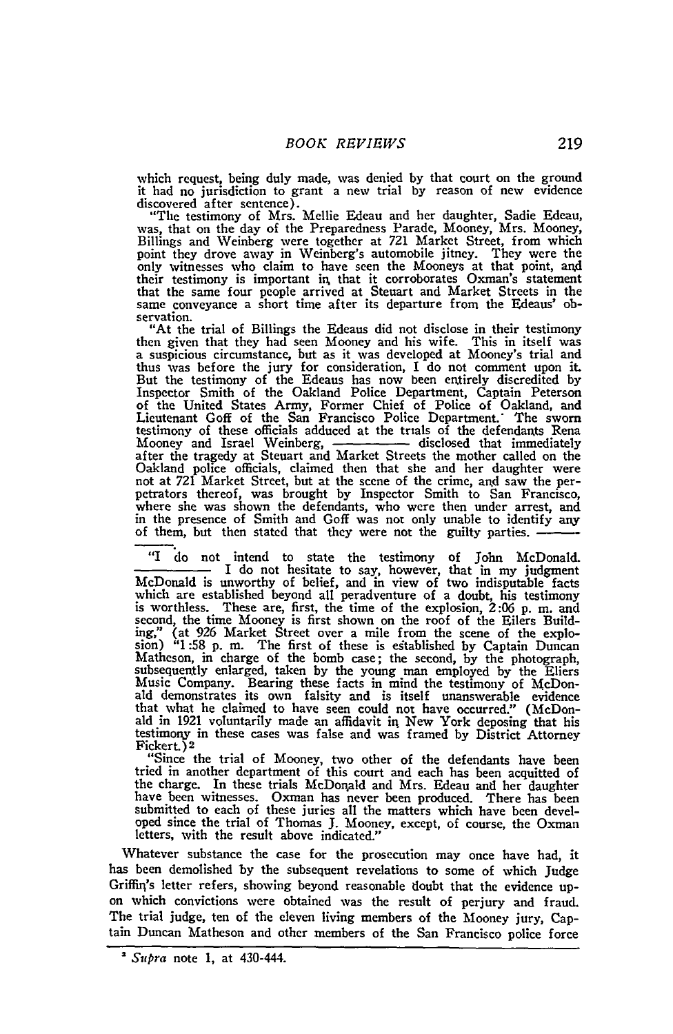which request, being duly made, was denied by that court on the ground it had no jurisdiction to grant a new trial by reason of new evidence discovered after sentence).

"The testimony of Mrs. Mellie Edeau and her daughter, Sadie Edeau, was, that on the day of the Preparedness Parade, Mooney, Mrs. Mooney, Billings and Weinberg were together at 721 Market Street, from which point they drove away in Weinberg's automobile jitney. They were the only witnesses who claim to have seen the Mooneys at that point, and their testimony is important in that it corroborates Oxman's statement that the same four people arrived at Steuart and Market Streets in the same conveyance a short time after its departure from the Edeaus' observation.

"At the trial of Billings the Edeaus did not disclose in their testimony then given that they had seen Mooney and his wife. This in itself was a suspicious circumstance, but as it was developed at Mooney's trial and thus was before the jury for consideration, I do not comment upon it. But the testimony of the Edeaus has now been entirely discredited by Inspector Smith of the Oakland Police Department, Captain Peterson of the United States Army, Former Chief of Police of Oakland, and Lieutenant Goff of the San Francisco Police Department. The sworn testimony of these officials adduced at the trials of the defendants Rena Mooney and Israel Weinberg, ———— disclosed that immediately after the tragedy at Steuart and Market Streets the mother called on the Oakland police officials, claimed then that she and her daughter were not at 721 Market Street, but at the scene of the crime, and saw the perpetrators thereof, was brought by Inspector Smith to San Francisco, where she was shown the defendants, who were then under arrest, and in the presence of Smith and Goff was not only unable to identify any of them, but then stated that they were not the guilty parties. ————.

"I do not intend to state the testimony of John McDonald. ———— I do not hesitate to say, however, that in my judgment McDonald is unworthy of belief, and in view of two indisputable facts which are established beyond all peradventure of a doubt, his testimony is worthless. These are, first, the time of the explosion, 2:06 p. m. and second, the time Mooney is first shown on the roof of the Eilers Building," (at 926 Market Street over a mile from the scene of the explosion) "1:58 p. m. The first of these is established by Captain Duncan Matheson, in charge of the bomb case; the second, by the photograph, subsequently enlarged, taken by the young man employed by the Eliers Music Company. Bearing these facts in mind the testimony of McDonald demonstrates its own falsity and is itself unanswerable evidence that what he claimed to have seen could not have occurred." (McDonald in 1921 voluntarily made an affidavit in New York deposing that his testimony in these cases was false and was framed by District Attorney Fickert.)[2]

"Since the trial of Mooney, two other of the defendants have been tried in another department of this court and each has been acquitted of the charge. In these trials McDonald and Mrs. Edeau and her daughter have been witnesses. Oxman has never been produced. There has been submitted to each of these juries all the matters which have been developed since the trial of Thomas J. Mooney, except, of course, the Oxman letters, with the result above indicated."

Whatever substance the case for the prosecution may once have had, it has been demolished by the subsequent revelations to some of which Judge Griffin's letter refers, showing beyond reasonable doubt that the evidence upon which convictions were obtained was the result of perjury and fraud. The trial judge, ten of the eleven living members of the Mooney jury, Captain Duncan Matheson and other members of the San Francisco police force

---

[2] *Supra* note 1, at 430-444.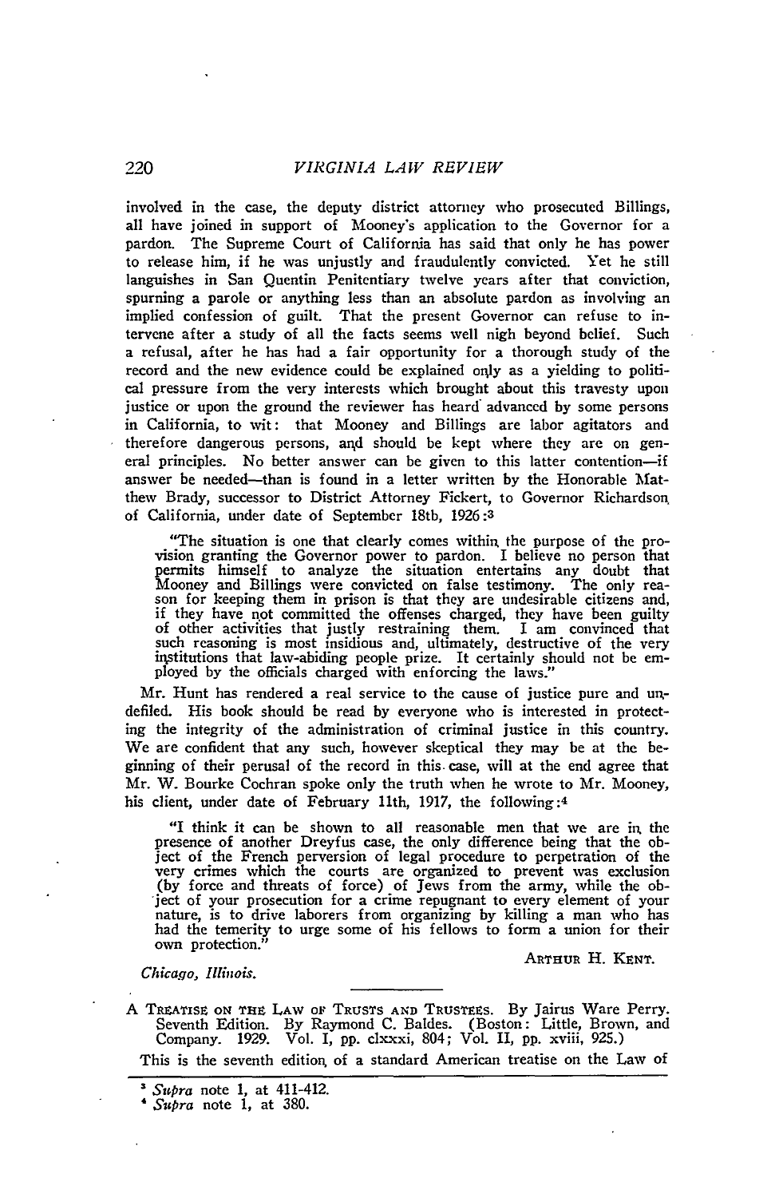involved in the case, the deputy district attorney who prosecuted Billings, all have joined in support of Mooney's application to the Governor for a pardon. The Supreme Court of California has said that only he has power to release him, if he was unjustly and fraudulently convicted. Yet he still languishes in San Quentin Penitentiary twelve years after that conviction, spurning a parole or anything less than an absolute pardon as involving an implied confession of guilt. That the present Governor can refuse to intervene after a study of all the facts seems well nigh beyond belief. Such a refusal, after he has had a fair opportunity for a thorough study of the record and the new evidence could be explained only as a yielding to political pressure from the very interests which brought about this travesty upon justice or upon the ground the reviewer has heard advanced by some persons in California, to wit: that Mooney and Billings are labor agitators and therefore dangerous persons, and should be kept where they are on general principles. No better answer can be given to this latter contention—if answer be needed—than is found in a letter written by the Honorable Matthew Brady, successor to District Attorney Fickert, to Governor Richardson, of California, under date of September 18tb, 1926:[3]

> "The situation is one that clearly comes within the purpose of the provision granting the Governor power to pardon. I believe no person that permits himself to analyze the situation entertains any doubt that Mooney and Billings were convicted on false testimony. The only reason for keeping them in prison is that they are undesirable citizens and, if they have not committed the offenses charged, they have been guilty of other activities that justly restraining them. I am convinced that such reasoning is most insidious and, ultimately, destructive of the very institutions that law-abiding people prize. It certainly should not be employed by the officials charged with enforcing the laws."

Mr. Hunt has rendered a real service to the cause of justice pure and undefiled. His book should be read by everyone who is interested in protecting the integrity of the administration of criminal justice in this country. We are confident that any such, however skeptical they may be at the beginning of their perusal of the record in this case, will at the end agree that Mr. W. Bourke Cochran spoke only the truth when he wrote to Mr. Mooney, his client, under date of February 11th, 1917, the following:[4]

> "I think it can be shown to all reasonable men that we are in the presence of another Dreyfus case, the only difference being that the object of the French perversion of legal procedure to perpetration of the very crimes which the courts are organized to prevent was exclusion (by force and threats of force) of Jews from the army, while the object of your prosecution for a crime repugnant to every element of your nature, is to drive laborers from organizing by killing a man who has had the temerity to urge some of his fellows to form a union for their own protection."

ARTHUR H. KENT.

*Chicago, Illinois.*

---

A TREATISE ON THE LAW OF TRUSTS AND TRUSTEES. By Jairus Ware Perry. Seventh Edition. By Raymond C. Baldes. (Boston: Little, Brown, and Company. 1929. Vol. I, pp. clxxxi, 804; Vol. II, pp. xviii, 925.)

This is the seventh edition of a standard American treatise on the Law of

---

[3] *Supra* note 1, at 411-412.

[4] *Supra* note 1, at 380.